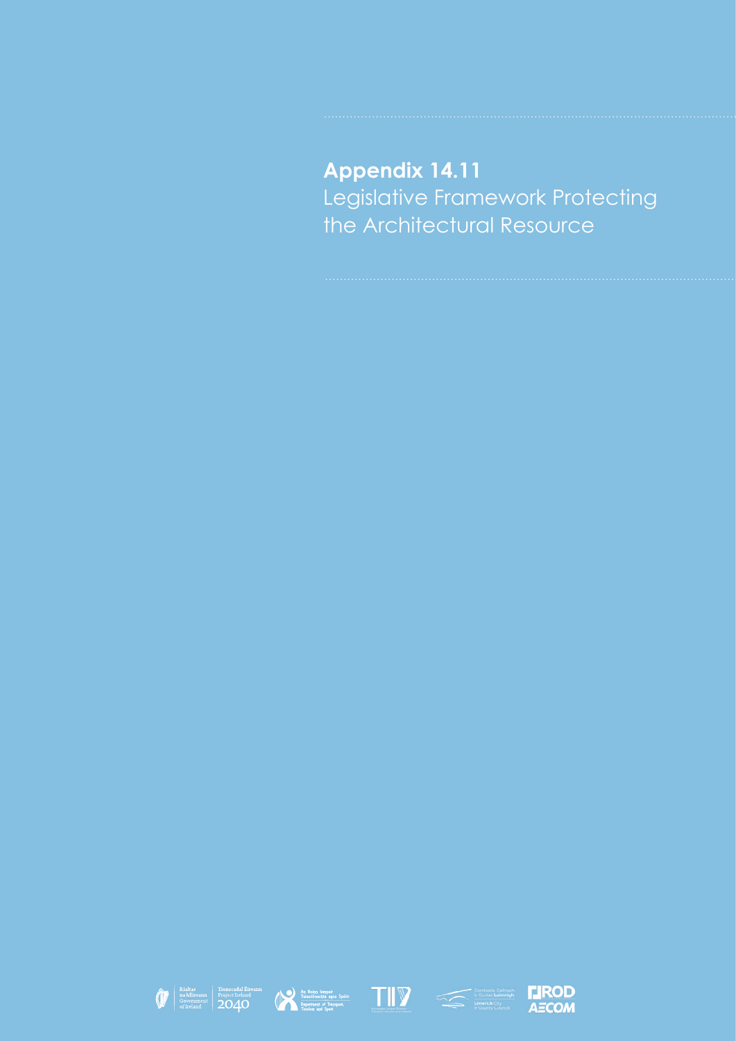# Appendix 14.11

Legislative Framework Protecting the Architectural Resource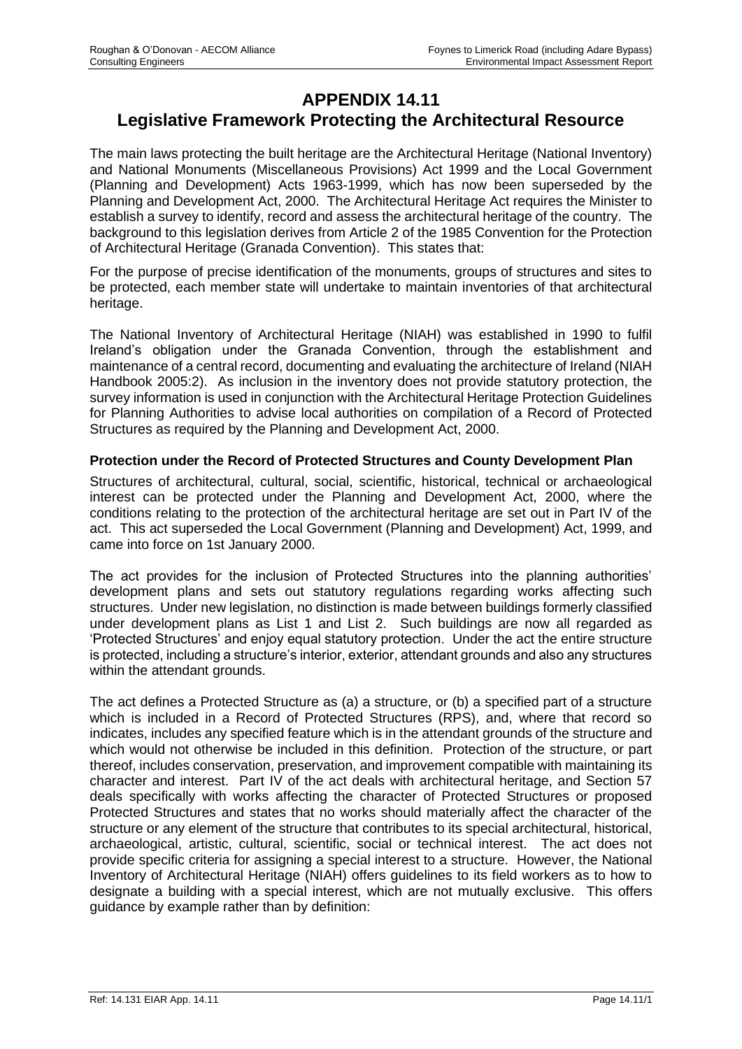# APPENDIX 14.11

## Legislative Framework Protecting the Architectural Resource

The main laws protecting the built heritage are the Architectural Heritage (National Inventory) and National Monuments (Miscellaneous Provisions) Act 1999 and the Local Government (Planning and Development) Acts 1963-1999, which has now been superseded by the Planning and Development Act, 2000. The Architectural Heritage Act requires the Minister to establish a survey to identify, record and assess the architectural heritage of the country. The background to this legislation derives from Article 2 of the 1985 Convention for the Protection of Architectural Heritage (Granada Convention). This states that:

For the purpose of precise identification of the monuments, groups of structures and sites to be protected, each member state will undertake to maintain inventories of that architectural heritage.

The National Inventory of Architectural Heritage (NIAH) was established in 1990 to fulfil Ireland's obligation under the Granada Convention, through the establishment and maintenance of a central record, documenting and evaluating the architecture of Ireland (NIAH Handbook 2005:2). As inclusion in the inventory does not provide statutory protection, the survey information is used in conjunction with the Architectural Heritage Protection Guidelines for Planning Authorities to advise local authorities on compilation of a Record of Protected Structures as required by the Planning and Development Act, 2000.

### Protection under the Record of Protected Structures and County Development Plan

Structures of architectural, cultural, social, scientific, historical, technical or archaeological interest can be protected under the Planning and Development Act, 2000, where the conditions relating to the protection of the architectural heritage are set out in Part IV of the act. This act superseded the Local Government (Planning and Development) Act, 1999, and came into force on 1st January 2000.

The act provides for the inclusion of Protected Structures into the planning authorities' development plans and sets out statutory regulations regarding works affecting such structures. Under new legislation, no distinction is made between buildings formerly classified under development plans as List 1 and List 2. Such buildings are now all regarded as 'Protected Structures' and enjoy equal statutory protection. Under the act the entire structure is protected, including a structure's interior, exterior, attendant grounds and also any structures within the attendant grounds.

The act defines a Protected Structure as (a) a structure, or (b) a specified part of a structure which is included in a Record of Protected Structures (RPS), and, where that record so indicates, includes any specified feature which is in the attendant grounds of the structure and which would not otherwise be included in this definition. Protection of the structure, or part thereof, includes conservation, preservation, and improvement compatible with maintaining its character and interest. Part IV of the act deals with architectural heritage, and Section 57 deals specifically with works affecting the character of Protected Structures or proposed Protected Structures and states that no works should materially affect the character of the structure or any element of the structure that contributes to its special architectural, historical, archaeological, artistic, cultural, scientific, social or technical interest. The act does not provide specific criteria for assigning a special interest to a structure. However, the National Inventory of Architectural Heritage (NIAH) offers guidelines to its field workers as to how to designate a building with a special interest, which are not mutually exclusive. This offers guidance by example rather than by definition: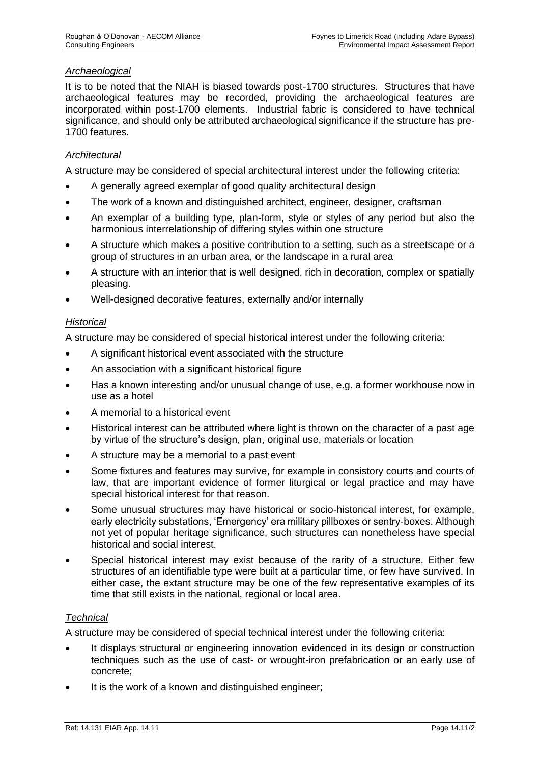*Archaeological*

It is to be noted that the NIAH is biased towards post-1700 structures. Structures that have archaeological features may be recorded, providing the archaeological features are incorporated within post-1700 elements. Industrial fabric is considered to have technical significance, and should only be attributed archaeological significance if the structure has pre-1700 features.

*Architectural*

A structure may be considered of special architectural interest under the following criteria:

- A generally agreed exemplar of good quality architectural design
- The work of a known and distinguished architect, engineer, designer, craftsman
- An exemplar of a building type, plan-form, style or styles of any period but also the harmonious interrelationship of differing styles within one structure
- A structure which makes a positive contribution to a setting, such as a streetscape or a group of structures in an urban area, or the landscape in a rural area
- A structure with an interior that is well designed, rich in decoration, complex or spatially pleasing.
- Well-designed decorative features, externally and/or internally

*Historical*

A structure may be considered of special historical interest under the following criteria:

- A significant historical event associated with the structure
- An association with a significant historical figure
- Has a known interesting and/or unusual change of use, e.g. a former workhouse now in use as a hotel
- A memorial to a historical event
- Historical interest can be attributed where light is thrown on the character of a past age by virtue of the structure's design, plan, original use, materials or location
- A structure may be a memorial to a past event
- Some fixtures and features may survive, for example in consistory courts and courts of law, that are important evidence of former liturgical or legal practice and may have special historical interest for that reason.
- Some unusual structures may have historical or socio-historical interest, for example, early electricity substations, 'Emergency' era military pillboxes or sentry-boxes. Although not yet of popular heritage significance, such structures can nonetheless have special historical and social interest.
- Special historical interest may exist because of the rarity of a structure. Either few structures of an identifiable type were built at a particular time, or few have survived. In either case, the extant structure may be one of the few representative examples of its time that still exists in the national, regional or local area.

*Technical*

A structure may be considered of special technical interest under the following criteria:

- It displays structural or engineering innovation evidenced in its design or construction techniques such as the use of cast- or wrought-iron prefabrication or an early use of concrete;
- It is the work of a known and distinguished engineer;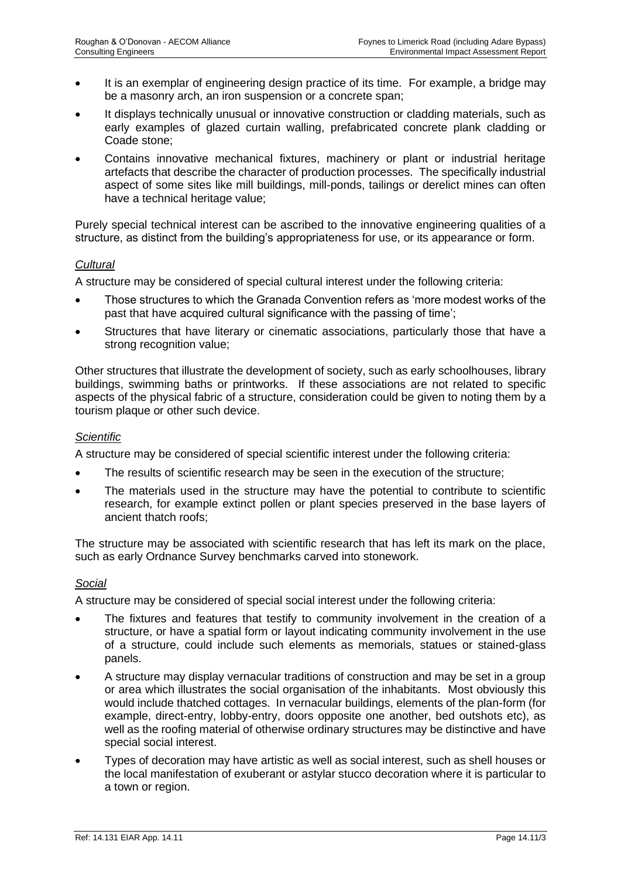- It is an exemplar of engineering design practice of its time. For example, a bridge may be a masonry arch, an iron suspension or a concrete span;
- It displays technically unusual or innovative construction or cladding materials, such as early examples of glazed curtain walling, prefabricated concrete plank cladding or Coade stone;
- Contains innovative mechanical fixtures, machinery or plant or industrial heritage artefacts that describe the character of production processes. The specifically industrial aspect of some sites like mill buildings, mill-ponds, tailings or derelict mines can often have a technical heritage value;

Purely special technical interest can be ascribed to the innovative engineering qualities of a structure, as distinct from the building's appropriateness for use, or its appearance or form.

*Cultural*

A structure may be considered of special cultural interest under the following criteria:

- Those structures to which the Granada Convention refers as 'more modest works of the past that have acquired cultural significance with the passing of time';
- Structures that have literary or cinematic associations, particularly those that have a strong recognition value;

Other structures that illustrate the development of society, such as early schoolhouses, library buildings, swimming baths or printworks. If these associations are not related to specific aspects of the physical fabric of a structure, consideration could be given to noting them by a tourism plaque or other such device.

*Scientific*

A structure may be considered of special scientific interest under the following criteria:

- The results of scientific research may be seen in the execution of the structure;
- The materials used in the structure may have the potential to contribute to scientific research, for example extinct pollen or plant species preserved in the base layers of ancient thatch roofs;

The structure may be associated with scientific research that has left its mark on the place, such as early Ordnance Survey benchmarks carved into stonework.

*Social*

A structure may be considered of special social interest under the following criteria:

- The fixtures and features that testify to community involvement in the creation of a structure, or have a spatial form or layout indicating community involvement in the use of a structure, could include such elements as memorials, statues or stained-glass panels.
- A structure may display vernacular traditions of construction and may be set in a group or area which illustrates the social organisation of the inhabitants. Most obviously this would include thatched cottages. In vernacular buildings, elements of the plan-form (for example, direct-entry, lobby-entry, doors opposite one another, bed outshots etc), as well as the roofing material of otherwise ordinary structures may be distinctive and have special social interest.
- Types of decoration may have artistic as well as social interest, such as shell houses or the local manifestation of exuberant or astylar stucco decoration where it is particular to a town or region.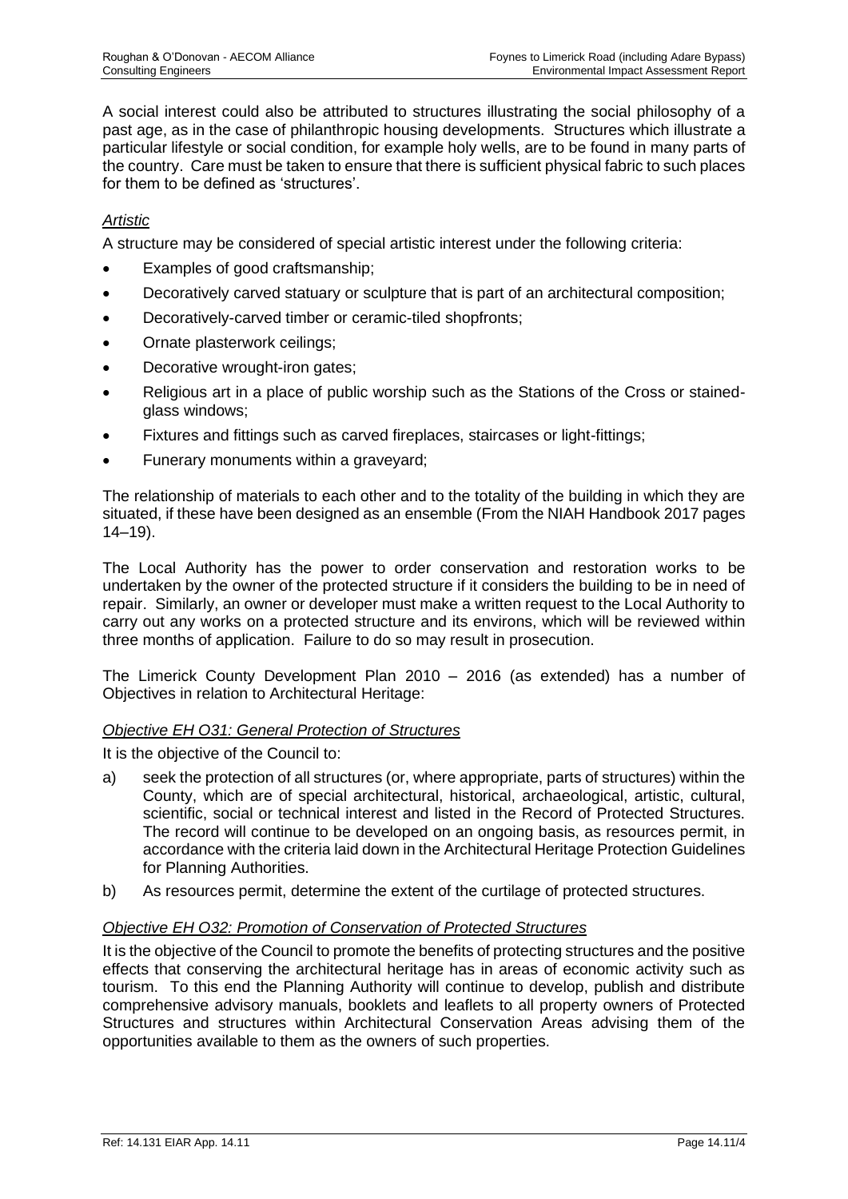A social interest could also be attributed to structures illustrating the social philosophy of a past age, as in the case of philanthropic housing developments. Structures which illustrate a particular lifestyle or social condition, for example holy wells, are to be found in many parts of the country. Care must be taken to ensure that there is sufficient physical fabric to such places for them to be defined as 'structures'.

*Artistic*

A structure may be considered of special artistic interest under the following criteria:

- Examples of good craftsmanship;
- Decoratively carved statuary or sculpture that is part of an architectural composition;
- Decoratively-carved timber or ceramic-tiled shopfronts;
- Ornate plasterwork ceilings;
- Decorative wrought-iron gates;
- Religious art in a place of public worship such as the Stations of the Cross or stained-glass windows;
- Fixtures and fittings such as carved fireplaces, staircases or light-fittings;
- Funerary monuments within a graveyard;

The relationship of materials to each other and to the totality of the building in which they are situated, if these have been designed as an ensemble (From the NIAH Handbook 2017 pages 14–19).

The Local Authority has the power to order conservation and restoration works to be undertaken by the owner of the protected structure if it considers the building to be in need of repair. Similarly, an owner or developer must make a written request to the Local Authority to carry out any works on a protected structure and its environs, which will be reviewed within three months of application. Failure to do so may result in prosecution.

The Limerick County Development Plan 2010 – 2016 (as extended) has a number of Objectives in relation to Architectural Heritage:

*Objective EH O31: General Protection of Structures*

It is the objective of the Council to:

a) seek the protection of all structures (or, where appropriate, parts of structures) within the County, which are of special architectural, historical, archaeological, artistic, cultural, scientific, social or technical interest and listed in the Record of Protected Structures. The record will continue to be developed on an ongoing basis, as resources permit, in accordance with the criteria laid down in the Architectural Heritage Protection Guidelines for Planning Authorities.

b) As resources permit, determine the extent of the curtilage of protected structures.

*Objective EH O32: Promotion of Conservation of Protected Structures*

It is the objective of the Council to promote the benefits of protecting structures and the positive effects that conserving the architectural heritage has in areas of economic activity such as tourism. To this end the Planning Authority will continue to develop, publish and distribute comprehensive advisory manuals, booklets and leaflets to all property owners of Protected Structures and structures within Architectural Conservation Areas advising them of the opportunities available to them as the owners of such properties.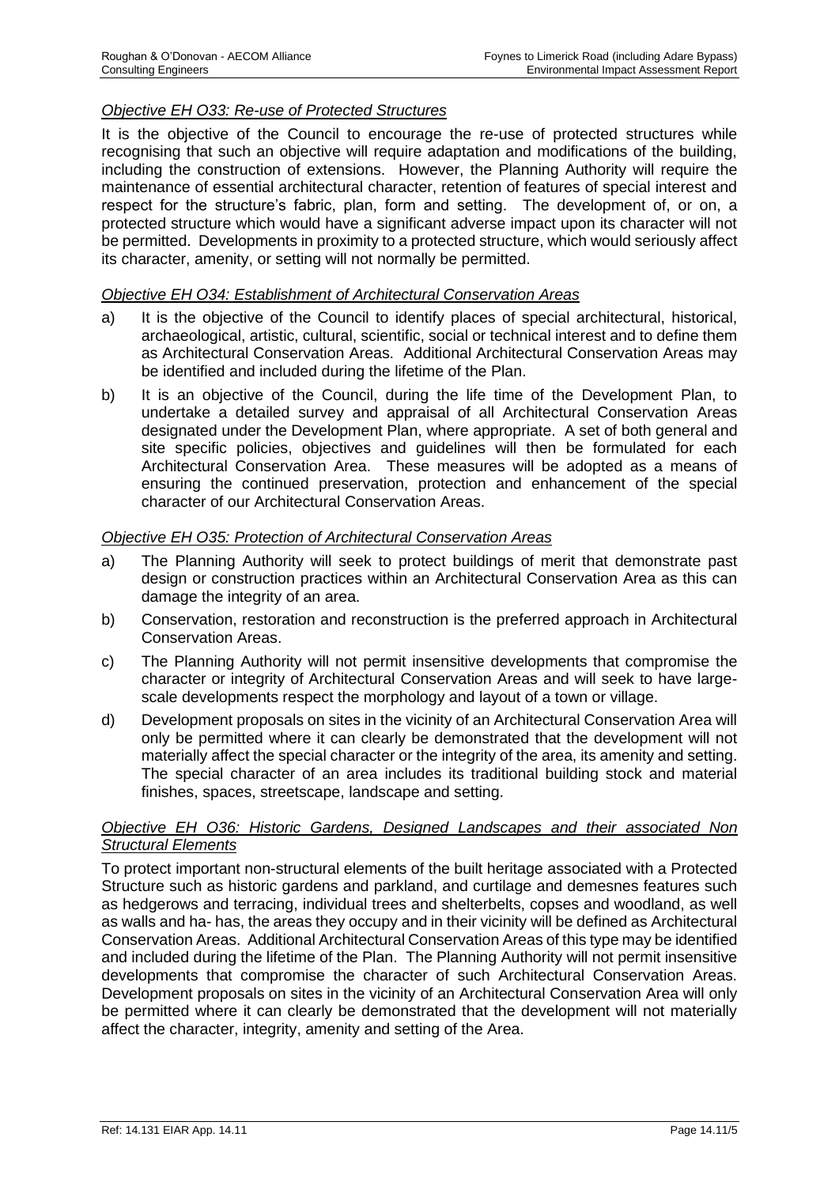*Objective EH O33: Re-use of Protected Structures*

It is the objective of the Council to encourage the re-use of protected structures while recognising that such an objective will require adaptation and modifications of the building, including the construction of extensions. However, the Planning Authority will require the maintenance of essential architectural character, retention of features of special interest and respect for the structure's fabric, plan, form and setting. The development of, or on, a protected structure which would have a significant adverse impact upon its character will not be permitted. Developments in proximity to a protected structure, which would seriously affect its character, amenity, or setting will not normally be permitted.

*Objective EH O34: Establishment of Architectural Conservation Areas*

a) It is the objective of the Council to identify places of special architectural, historical, archaeological, artistic, cultural, scientific, social or technical interest and to define them as Architectural Conservation Areas. Additional Architectural Conservation Areas may be identified and included during the lifetime of the Plan.

b) It is an objective of the Council, during the life time of the Development Plan, to undertake a detailed survey and appraisal of all Architectural Conservation Areas designated under the Development Plan, where appropriate. A set of both general and site specific policies, objectives and guidelines will then be formulated for each Architectural Conservation Area. These measures will be adopted as a means of ensuring the continued preservation, protection and enhancement of the special character of our Architectural Conservation Areas.

*Objective EH O35: Protection of Architectural Conservation Areas*

a) The Planning Authority will seek to protect buildings of merit that demonstrate past design or construction practices within an Architectural Conservation Area as this can damage the integrity of an area.

b) Conservation, restoration and reconstruction is the preferred approach in Architectural Conservation Areas.

c) The Planning Authority will not permit insensitive developments that compromise the character or integrity of Architectural Conservation Areas and will seek to have large-scale developments respect the morphology and layout of a town or village.

d) Development proposals on sites in the vicinity of an Architectural Conservation Area will only be permitted where it can clearly be demonstrated that the development will not materially affect the special character or the integrity of the area, its amenity and setting. The special character of an area includes its traditional building stock and material finishes, spaces, streetscape, landscape and setting.

*Objective EH O36: Historic Gardens, Designed Landscapes and their associated Non Structural Elements*

To protect important non-structural elements of the built heritage associated with a Protected Structure such as historic gardens and parkland, and curtilage and demesnes features such as hedgerows and terracing, individual trees and shelterbelts, copses and woodland, as well as walls and ha- has, the areas they occupy and in their vicinity will be defined as Architectural Conservation Areas. Additional Architectural Conservation Areas of this type may be identified and included during the lifetime of the Plan. The Planning Authority will not permit insensitive developments that compromise the character of such Architectural Conservation Areas. Development proposals on sites in the vicinity of an Architectural Conservation Area will only be permitted where it can clearly be demonstrated that the development will not materially affect the character, integrity, amenity and setting of the Area.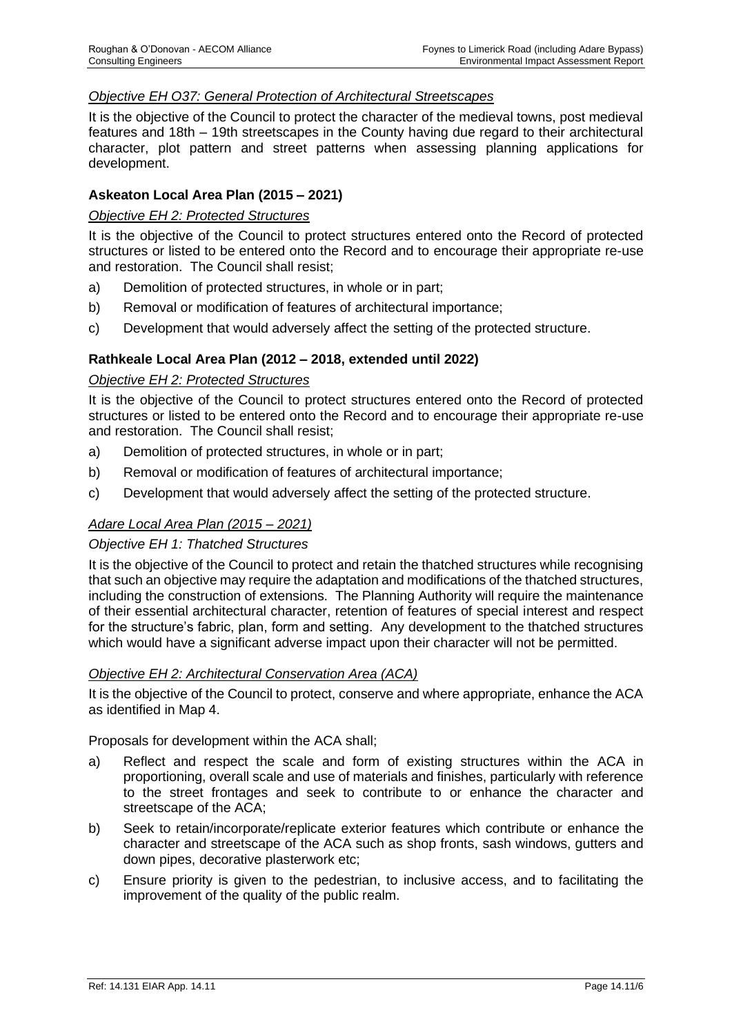*Objective EH O37: General Protection of Architectural Streetscapes*

It is the objective of the Council to protect the character of the medieval towns, post medieval features and 18th – 19th streetscapes in the County having due regard to their architectural character, plot pattern and street patterns when assessing planning applications for development.

**Askeaton Local Area Plan (2015 – 2021)**

*Objective EH 2: Protected Structures*

It is the objective of the Council to protect structures entered onto the Record of protected structures or listed to be entered onto the Record and to encourage their appropriate re-use and restoration. The Council shall resist;

a) Demolition of protected structures, in whole or in part;
b) Removal or modification of features of architectural importance;
c) Development that would adversely affect the setting of the protected structure.

**Rathkeale Local Area Plan (2012 – 2018, extended until 2022)**

*Objective EH 2: Protected Structures*

It is the objective of the Council to protect structures entered onto the Record of protected structures or listed to be entered onto the Record and to encourage their appropriate re-use and restoration. The Council shall resist;

a) Demolition of protected structures, in whole or in part;
b) Removal or modification of features of architectural importance;
c) Development that would adversely affect the setting of the protected structure.

*Adare Local Area Plan (2015 – 2021)*

*Objective EH 1: Thatched Structures*

It is the objective of the Council to protect and retain the thatched structures while recognising that such an objective may require the adaptation and modifications of the thatched structures, including the construction of extensions. The Planning Authority will require the maintenance of their essential architectural character, retention of features of special interest and respect for the structure's fabric, plan, form and setting. Any development to the thatched structures which would have a significant adverse impact upon their character will not be permitted.

*Objective EH 2: Architectural Conservation Area (ACA)*

It is the objective of the Council to protect, conserve and where appropriate, enhance the ACA as identified in Map 4.

Proposals for development within the ACA shall;

a) Reflect and respect the scale and form of existing structures within the ACA in proportioning, overall scale and use of materials and finishes, particularly with reference to the street frontages and seek to contribute to or enhance the character and streetscape of the ACA;
b) Seek to retain/incorporate/replicate exterior features which contribute or enhance the character and streetscape of the ACA such as shop fronts, sash windows, gutters and down pipes, decorative plasterwork etc;
c) Ensure priority is given to the pedestrian, to inclusive access, and to facilitating the improvement of the quality of the public realm.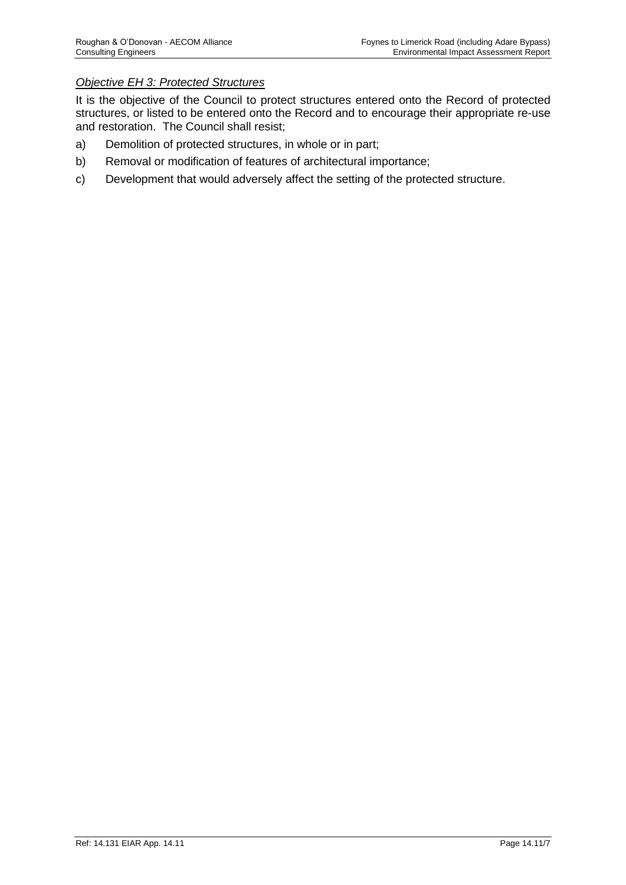*Objective EH 3: Protected Structures*

It is the objective of the Council to protect structures entered onto the Record of protected structures, or listed to be entered onto the Record and to encourage their appropriate re-use and restoration. The Council shall resist;

a) Demolition of protected structures, in whole or in part;

b) Removal or modification of features of architectural importance;

c) Development that would adversely affect the setting of the protected structure.